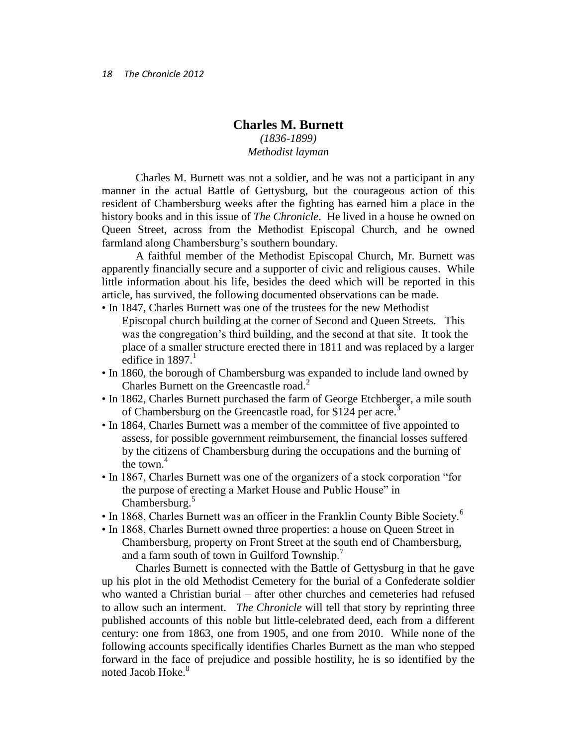# Charles M. Burnett

*(1836-1899)*
*Methodist layman*

Charles M. Burnett was not a soldier, and he was not a participant in any manner in the actual Battle of Gettysburg, but the courageous action of this resident of Chambersburg weeks after the fighting has earned him a place in the history books and in this issue of *The Chronicle*. He lived in a house he owned on Queen Street, across from the Methodist Episcopal Church, and he owned farmland along Chambersburg's southern boundary.

A faithful member of the Methodist Episcopal Church, Mr. Burnett was apparently financially secure and a supporter of civic and religious causes. While little information about his life, besides the deed which will be reported in this article, has survived, the following documented observations can be made.

- In 1847, Charles Burnett was one of the trustees for the new Methodist Episcopal church building at the corner of Second and Queen Streets. This was the congregation's third building, and the second at that site. It took the place of a smaller structure erected there in 1811 and was replaced by a larger edifice in 1897.[1]
- In 1860, the borough of Chambersburg was expanded to include land owned by Charles Burnett on the Greencastle road.[2]
- In 1862, Charles Burnett purchased the farm of George Etchberger, a mile south of Chambersburg on the Greencastle road, for $124 per acre.[3]
- In 1864, Charles Burnett was a member of the committee of five appointed to assess, for possible government reimbursement, the financial losses suffered by the citizens of Chambersburg during the occupations and the burning of the town.[4]
- In 1867, Charles Burnett was one of the organizers of a stock corporation "for the purpose of erecting a Market House and Public House" in Chambersburg.[5]
- In 1868, Charles Burnett was an officer in the Franklin County Bible Society.[6]
- In 1868, Charles Burnett owned three properties: a house on Queen Street in Chambersburg, property on Front Street at the south end of Chambersburg, and a farm south of town in Guilford Township.[7]

Charles Burnett is connected with the Battle of Gettysburg in that he gave up his plot in the old Methodist Cemetery for the burial of a Confederate soldier who wanted a Christian burial – after other churches and cemeteries had refused to allow such an interment. *The Chronicle* will tell that story by reprinting three published accounts of this noble but little-celebrated deed, each from a different century: one from 1863, one from 1905, and one from 2010. While none of the following accounts specifically identifies Charles Burnett as the man who stepped forward in the face of prejudice and possible hostility, he is so identified by the noted Jacob Hoke.[8]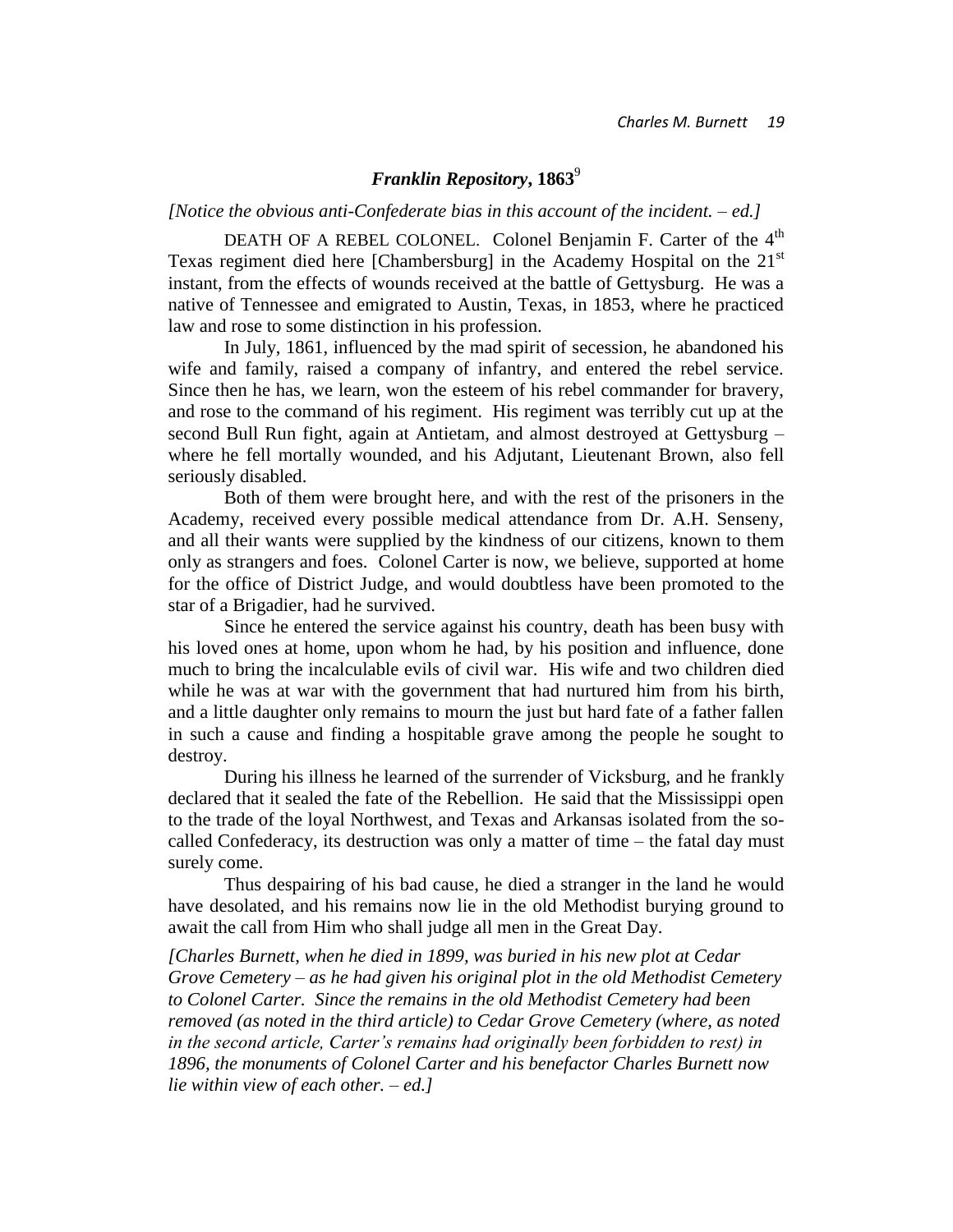## *Franklin Repository*, 1863[9]

*[Notice the obvious anti-Confederate bias in this account of the incident. – ed.]*

DEATH OF A REBEL COLONEL. Colonel Benjamin F. Carter of the 4th Texas regiment died here [Chambersburg] in the Academy Hospital on the 21st instant, from the effects of wounds received at the battle of Gettysburg. He was a native of Tennessee and emigrated to Austin, Texas, in 1853, where he practiced law and rose to some distinction in his profession.

In July, 1861, influenced by the mad spirit of secession, he abandoned his wife and family, raised a company of infantry, and entered the rebel service. Since then he has, we learn, won the esteem of his rebel commander for bravery, and rose to the command of his regiment. His regiment was terribly cut up at the second Bull Run fight, again at Antietam, and almost destroyed at Gettysburg – where he fell mortally wounded, and his Adjutant, Lieutenant Brown, also fell seriously disabled.

Both of them were brought here, and with the rest of the prisoners in the Academy, received every possible medical attendance from Dr. A.H. Senseny, and all their wants were supplied by the kindness of our citizens, known to them only as strangers and foes. Colonel Carter is now, we believe, supported at home for the office of District Judge, and would doubtless have been promoted to the star of a Brigadier, had he survived.

Since he entered the service against his country, death has been busy with his loved ones at home, upon whom he had, by his position and influence, done much to bring the incalculable evils of civil war. His wife and two children died while he was at war with the government that had nurtured him from his birth, and a little daughter only remains to mourn the just but hard fate of a father fallen in such a cause and finding a hospitable grave among the people he sought to destroy.

During his illness he learned of the surrender of Vicksburg, and he frankly declared that it sealed the fate of the Rebellion. He said that the Mississippi open to the trade of the loyal Northwest, and Texas and Arkansas isolated from the so-called Confederacy, its destruction was only a matter of time – the fatal day must surely come.

Thus despairing of his bad cause, he died a stranger in the land he would have desolated, and his remains now lie in the old Methodist burying ground to await the call from Him who shall judge all men in the Great Day.

*[Charles Burnett, when he died in 1899, was buried in his new plot at Cedar Grove Cemetery – as he had given his original plot in the old Methodist Cemetery to Colonel Carter. Since the remains in the old Methodist Cemetery had been removed (as noted in the third article) to Cedar Grove Cemetery (where, as noted in the second article, Carter's remains had originally been forbidden to rest) in 1896, the monuments of Colonel Carter and his benefactor Charles Burnett now lie within view of each other. – ed.]*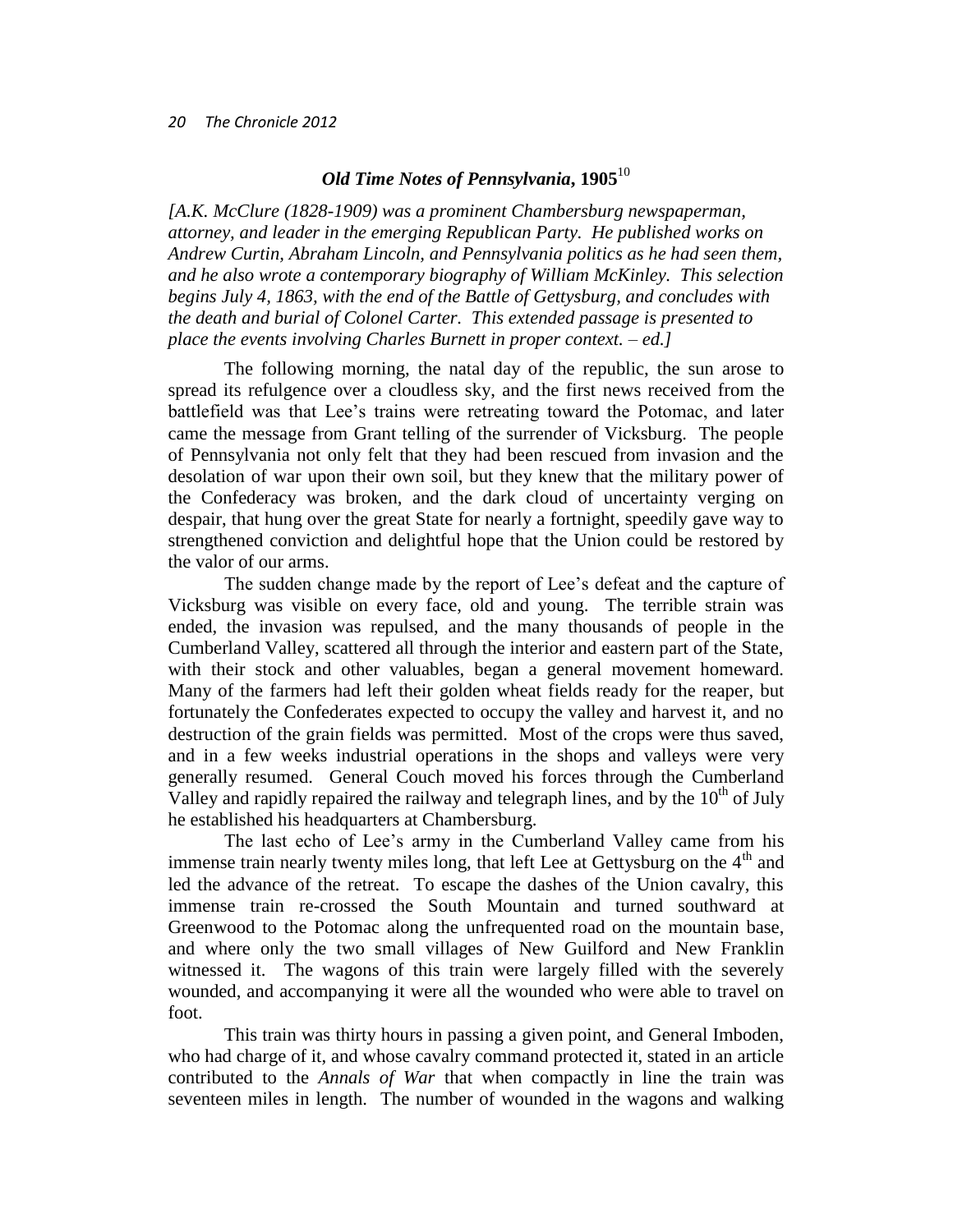## *Old Time Notes of Pennsylvania*, 1905[10]

*[A.K. McClure (1828-1909) was a prominent Chambersburg newspaperman, attorney, and leader in the emerging Republican Party. He published works on Andrew Curtin, Abraham Lincoln, and Pennsylvania politics as he had seen them, and he also wrote a contemporary biography of William McKinley. This selection begins July 4, 1863, with the end of the Battle of Gettysburg, and concludes with the death and burial of Colonel Carter. This extended passage is presented to place the events involving Charles Burnett in proper context. – ed.]*

The following morning, the natal day of the republic, the sun arose to spread its refulgence over a cloudless sky, and the first news received from the battlefield was that Lee's trains were retreating toward the Potomac, and later came the message from Grant telling of the surrender of Vicksburg. The people of Pennsylvania not only felt that they had been rescued from invasion and the desolation of war upon their own soil, but they knew that the military power of the Confederacy was broken, and the dark cloud of uncertainty verging on despair, that hung over the great State for nearly a fortnight, speedily gave way to strengthened conviction and delightful hope that the Union could be restored by the valor of our arms.

The sudden change made by the report of Lee's defeat and the capture of Vicksburg was visible on every face, old and young. The terrible strain was ended, the invasion was repulsed, and the many thousands of people in the Cumberland Valley, scattered all through the interior and eastern part of the State, with their stock and other valuables, began a general movement homeward. Many of the farmers had left their golden wheat fields ready for the reaper, but fortunately the Confederates expected to occupy the valley and harvest it, and no destruction of the grain fields was permitted. Most of the crops were thus saved, and in a few weeks industrial operations in the shops and valleys were very generally resumed. General Couch moved his forces through the Cumberland Valley and rapidly repaired the railway and telegraph lines, and by the 10th of July he established his headquarters at Chambersburg.

The last echo of Lee's army in the Cumberland Valley came from his immense train nearly twenty miles long, that left Lee at Gettysburg on the 4th and led the advance of the retreat. To escape the dashes of the Union cavalry, this immense train re-crossed the South Mountain and turned southward at Greenwood to the Potomac along the unfrequented road on the mountain base, and where only the two small villages of New Guilford and New Franklin witnessed it. The wagons of this train were largely filled with the severely wounded, and accompanying it were all the wounded who were able to travel on foot.

This train was thirty hours in passing a given point, and General Imboden, who had charge of it, and whose cavalry command protected it, stated in an article contributed to the *Annals of War* that when compactly in line the train was seventeen miles in length. The number of wounded in the wagons and walking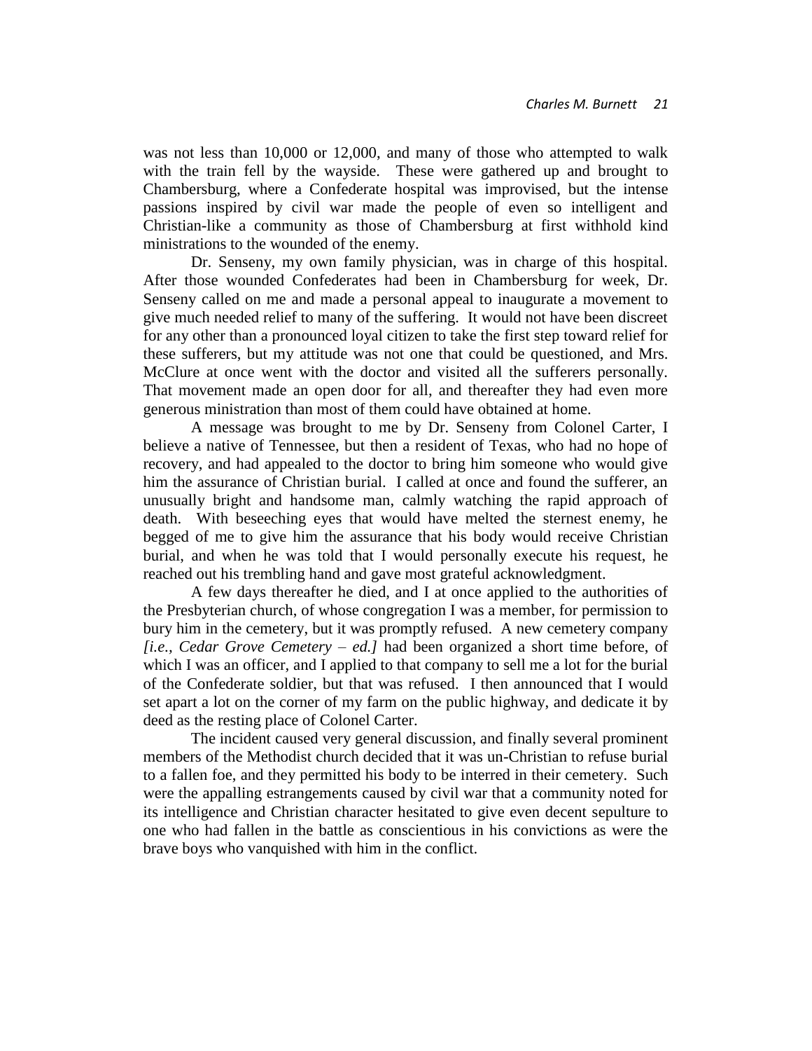was not less than 10,000 or 12,000, and many of those who attempted to walk with the train fell by the wayside. These were gathered up and brought to Chambersburg, where a Confederate hospital was improvised, but the intense passions inspired by civil war made the people of even so intelligent and Christian-like a community as those of Chambersburg at first withhold kind ministrations to the wounded of the enemy.

Dr. Senseny, my own family physician, was in charge of this hospital. After those wounded Confederates had been in Chambersburg for week, Dr. Senseny called on me and made a personal appeal to inaugurate a movement to give much needed relief to many of the suffering. It would not have been discreet for any other than a pronounced loyal citizen to take the first step toward relief for these sufferers, but my attitude was not one that could be questioned, and Mrs. McClure at once went with the doctor and visited all the sufferers personally. That movement made an open door for all, and thereafter they had even more generous ministration than most of them could have obtained at home.

A message was brought to me by Dr. Senseny from Colonel Carter, I believe a native of Tennessee, but then a resident of Texas, who had no hope of recovery, and had appealed to the doctor to bring him someone who would give him the assurance of Christian burial. I called at once and found the sufferer, an unusually bright and handsome man, calmly watching the rapid approach of death. With beseeching eyes that would have melted the sternest enemy, he begged of me to give him the assurance that his body would receive Christian burial, and when he was told that I would personally execute his request, he reached out his trembling hand and gave most grateful acknowledgment.

A few days thereafter he died, and I at once applied to the authorities of the Presbyterian church, of whose congregation I was a member, for permission to bury him in the cemetery, but it was promptly refused. A new cemetery company *[i.e., Cedar Grove Cemetery – ed.]* had been organized a short time before, of which I was an officer, and I applied to that company to sell me a lot for the burial of the Confederate soldier, but that was refused. I then announced that I would set apart a lot on the corner of my farm on the public highway, and dedicate it by deed as the resting place of Colonel Carter.

The incident caused very general discussion, and finally several prominent members of the Methodist church decided that it was un-Christian to refuse burial to a fallen foe, and they permitted his body to be interred in their cemetery. Such were the appalling estrangements caused by civil war that a community noted for its intelligence and Christian character hesitated to give even decent sepulture to one who had fallen in the battle as conscientious in his convictions as were the brave boys who vanquished with him in the conflict.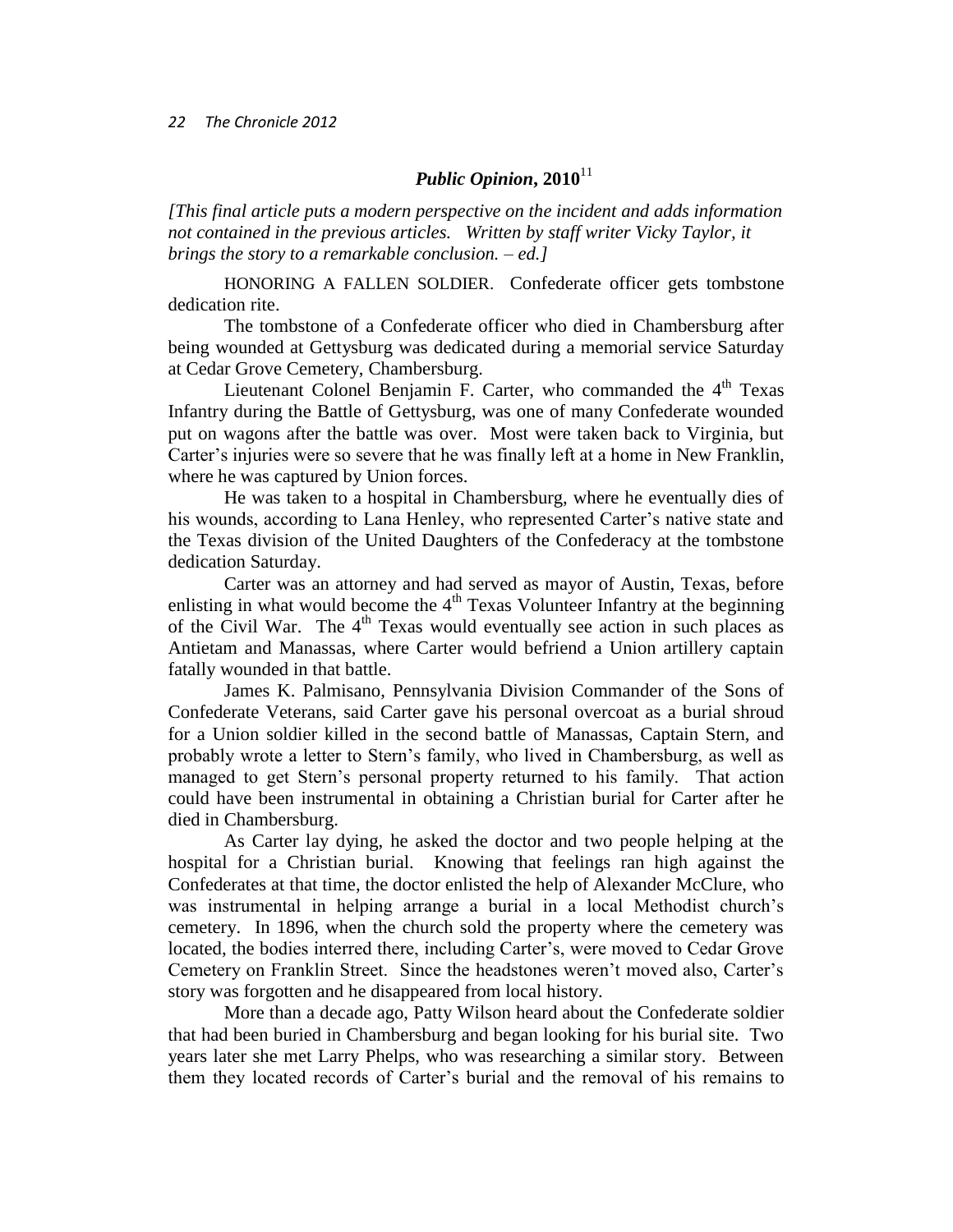## *Public Opinion*, 2010[11]

*[This final article puts a modern perspective on the incident and adds information not contained in the previous articles. Written by staff writer Vicky Taylor, it brings the story to a remarkable conclusion. – ed.]*

HONORING A FALLEN SOLDIER. Confederate officer gets tombstone dedication rite.

The tombstone of a Confederate officer who died in Chambersburg after being wounded at Gettysburg was dedicated during a memorial service Saturday at Cedar Grove Cemetery, Chambersburg.

Lieutenant Colonel Benjamin F. Carter, who commanded the 4th Texas Infantry during the Battle of Gettysburg, was one of many Confederate wounded put on wagons after the battle was over. Most were taken back to Virginia, but Carter's injuries were so severe that he was finally left at a home in New Franklin, where he was captured by Union forces.

He was taken to a hospital in Chambersburg, where he eventually dies of his wounds, according to Lana Henley, who represented Carter's native state and the Texas division of the United Daughters of the Confederacy at the tombstone dedication Saturday.

Carter was an attorney and had served as mayor of Austin, Texas, before enlisting in what would become the 4th Texas Volunteer Infantry at the beginning of the Civil War. The 4th Texas would eventually see action in such places as Antietam and Manassas, where Carter would befriend a Union artillery captain fatally wounded in that battle.

James K. Palmisano, Pennsylvania Division Commander of the Sons of Confederate Veterans, said Carter gave his personal overcoat as a burial shroud for a Union soldier killed in the second battle of Manassas, Captain Stern, and probably wrote a letter to Stern's family, who lived in Chambersburg, as well as managed to get Stern's personal property returned to his family. That action could have been instrumental in obtaining a Christian burial for Carter after he died in Chambersburg.

As Carter lay dying, he asked the doctor and two people helping at the hospital for a Christian burial. Knowing that feelings ran high against the Confederates at that time, the doctor enlisted the help of Alexander McClure, who was instrumental in helping arrange a burial in a local Methodist church's cemetery. In 1896, when the church sold the property where the cemetery was located, the bodies interred there, including Carter's, were moved to Cedar Grove Cemetery on Franklin Street. Since the headstones weren't moved also, Carter's story was forgotten and he disappeared from local history.

More than a decade ago, Patty Wilson heard about the Confederate soldier that had been buried in Chambersburg and began looking for his burial site. Two years later she met Larry Phelps, who was researching a similar story. Between them they located records of Carter's burial and the removal of his remains to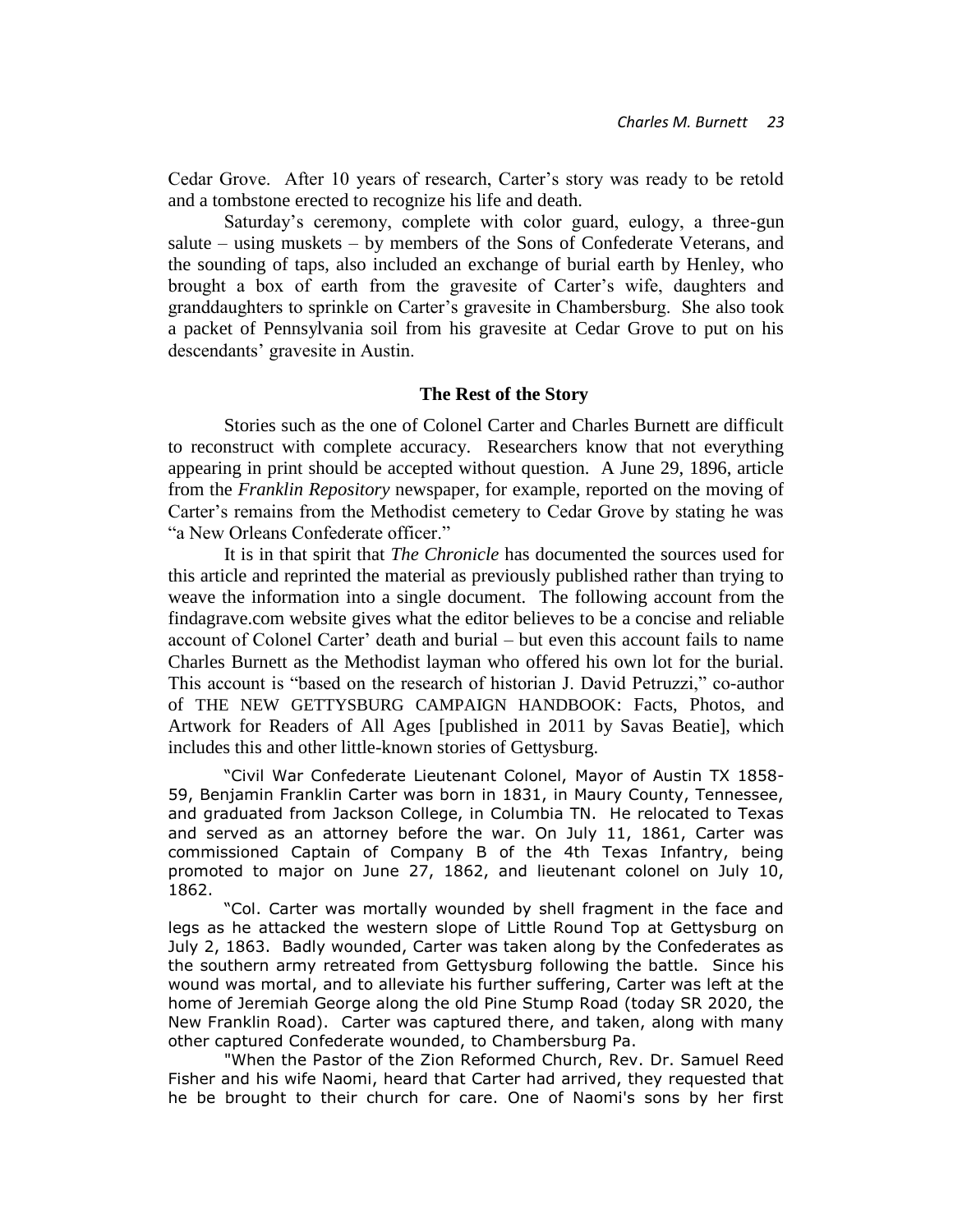Cedar Grove. After 10 years of research, Carter's story was ready to be retold and a tombstone erected to recognize his life and death.

Saturday's ceremony, complete with color guard, eulogy, a three-gun salute – using muskets – by members of the Sons of Confederate Veterans, and the sounding of taps, also included an exchange of burial earth by Henley, who brought a box of earth from the gravesite of Carter's wife, daughters and granddaughters to sprinkle on Carter's gravesite in Chambersburg. She also took a packet of Pennsylvania soil from his gravesite at Cedar Grove to put on his descendants' gravesite in Austin.

### The Rest of the Story

Stories such as the one of Colonel Carter and Charles Burnett are difficult to reconstruct with complete accuracy. Researchers know that not everything appearing in print should be accepted without question. A June 29, 1896, article from the *Franklin Repository* newspaper, for example, reported on the moving of Carter's remains from the Methodist cemetery to Cedar Grove by stating he was "a New Orleans Confederate officer."

It is in that spirit that *The Chronicle* has documented the sources used for this article and reprinted the material as previously published rather than trying to weave the information into a single document. The following account from the findagrave.com website gives what the editor believes to be a concise and reliable account of Colonel Carter' death and burial – but even this account fails to name Charles Burnett as the Methodist layman who offered his own lot for the burial. This account is "based on the research of historian J. David Petruzzi," co-author of THE NEW GETTYSBURG CAMPAIGN HANDBOOK: Facts, Photos, and Artwork for Readers of All Ages [published in 2011 by Savas Beatie], which includes this and other little-known stories of Gettysburg.

"Civil War Confederate Lieutenant Colonel, Mayor of Austin TX 1858-59, Benjamin Franklin Carter was born in 1831, in Maury County, Tennessee, and graduated from Jackson College, in Columbia TN. He relocated to Texas and served as an attorney before the war. On July 11, 1861, Carter was commissioned Captain of Company B of the 4th Texas Infantry, being promoted to major on June 27, 1862, and lieutenant colonel on July 10, 1862.

"Col. Carter was mortally wounded by shell fragment in the face and legs as he attacked the western slope of Little Round Top at Gettysburg on July 2, 1863. Badly wounded, Carter was taken along by the Confederates as the southern army retreated from Gettysburg following the battle. Since his wound was mortal, and to alleviate his further suffering, Carter was left at the home of Jeremiah George along the old Pine Stump Road (today SR 2020, the New Franklin Road). Carter was captured there, and taken, along with many other captured Confederate wounded, to Chambersburg Pa.

"When the Pastor of the Zion Reformed Church, Rev. Dr. Samuel Reed Fisher and his wife Naomi, heard that Carter had arrived, they requested that he be brought to their church for care. One of Naomi's sons by her first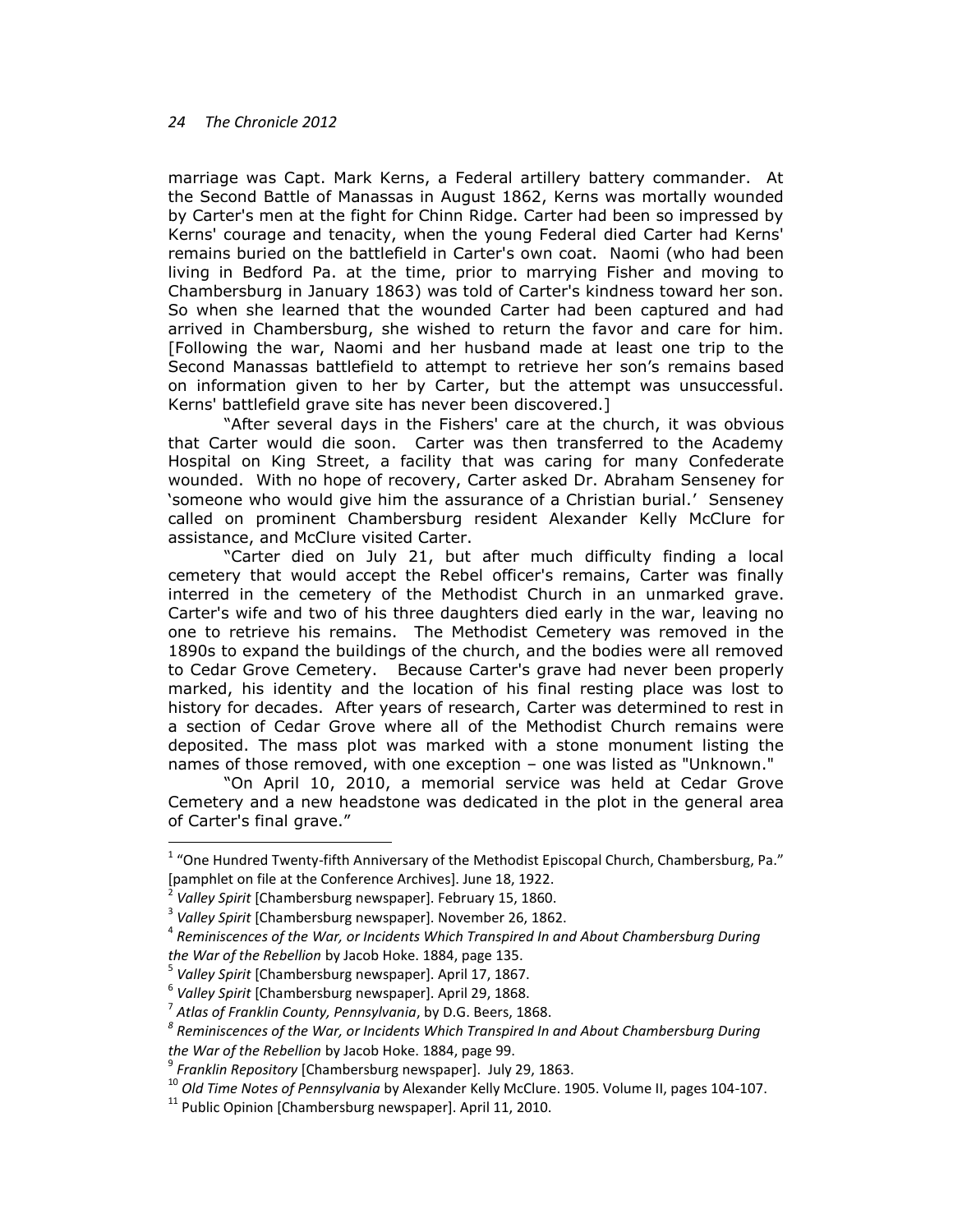marriage was Capt. Mark Kerns, a Federal artillery battery commander. At the Second Battle of Manassas in August 1862, Kerns was mortally wounded by Carter's men at the fight for Chinn Ridge. Carter had been so impressed by Kerns' courage and tenacity, when the young Federal died Carter had Kerns' remains buried on the battlefield in Carter's own coat. Naomi (who had been living in Bedford Pa. at the time, prior to marrying Fisher and moving to Chambersburg in January 1863) was told of Carter's kindness toward her son. So when she learned that the wounded Carter had been captured and had arrived in Chambersburg, she wished to return the favor and care for him. [Following the war, Naomi and her husband made at least one trip to the Second Manassas battlefield to attempt to retrieve her son's remains based on information given to her by Carter, but the attempt was unsuccessful. Kerns' battlefield grave site has never been discovered.]

"After several days in the Fishers' care at the church, it was obvious that Carter would die soon. Carter was then transferred to the Academy Hospital on King Street, a facility that was caring for many Confederate wounded. With no hope of recovery, Carter asked Dr. Abraham Senseney for 'someone who would give him the assurance of a Christian burial.' Senseney called on prominent Chambersburg resident Alexander Kelly McClure for assistance, and McClure visited Carter.

"Carter died on July 21, but after much difficulty finding a local cemetery that would accept the Rebel officer's remains, Carter was finally interred in the cemetery of the Methodist Church in an unmarked grave. Carter's wife and two of his three daughters died early in the war, leaving no one to retrieve his remains. The Methodist Cemetery was removed in the 1890s to expand the buildings of the church, and the bodies were all removed to Cedar Grove Cemetery. Because Carter's grave had never been properly marked, his identity and the location of his final resting place was lost to history for decades. After years of research, Carter was determined to rest in a section of Cedar Grove where all of the Methodist Church remains were deposited. The mass plot was marked with a stone monument listing the names of those removed, with one exception – one was listed as "Unknown."

"On April 10, 2010, a memorial service was held at Cedar Grove Cemetery and a new headstone was dedicated in the plot in the general area of Carter's final grave."

---

[1] "One Hundred Twenty-fifth Anniversary of the Methodist Episcopal Church, Chambersburg, Pa." [pamphlet on file at the Conference Archives]. June 18, 1922.

[2] *Valley Spirit* [Chambersburg newspaper]. February 15, 1860.

[3] *Valley Spirit* [Chambersburg newspaper]. November 26, 1862.

[4] *Reminiscences of the War, or Incidents Which Transpired In and About Chambersburg During the War of the Rebellion* by Jacob Hoke. 1884, page 135.

[5] *Valley Spirit* [Chambersburg newspaper]. April 17, 1867.

[6] *Valley Spirit* [Chambersburg newspaper]. April 29, 1868.

[7] *Atlas of Franklin County, Pennsylvania*, by D.G. Beers, 1868.

[8] *Reminiscences of the War, or Incidents Which Transpired In and About Chambersburg During the War of the Rebellion* by Jacob Hoke. 1884, page 99.

[9] *Franklin Repository* [Chambersburg newspaper]. July 29, 1863.

[10] *Old Time Notes of Pennsylvania* by Alexander Kelly McClure. 1905. Volume II, pages 104-107.

[11] Public Opinion [Chambersburg newspaper]. April 11, 2010.